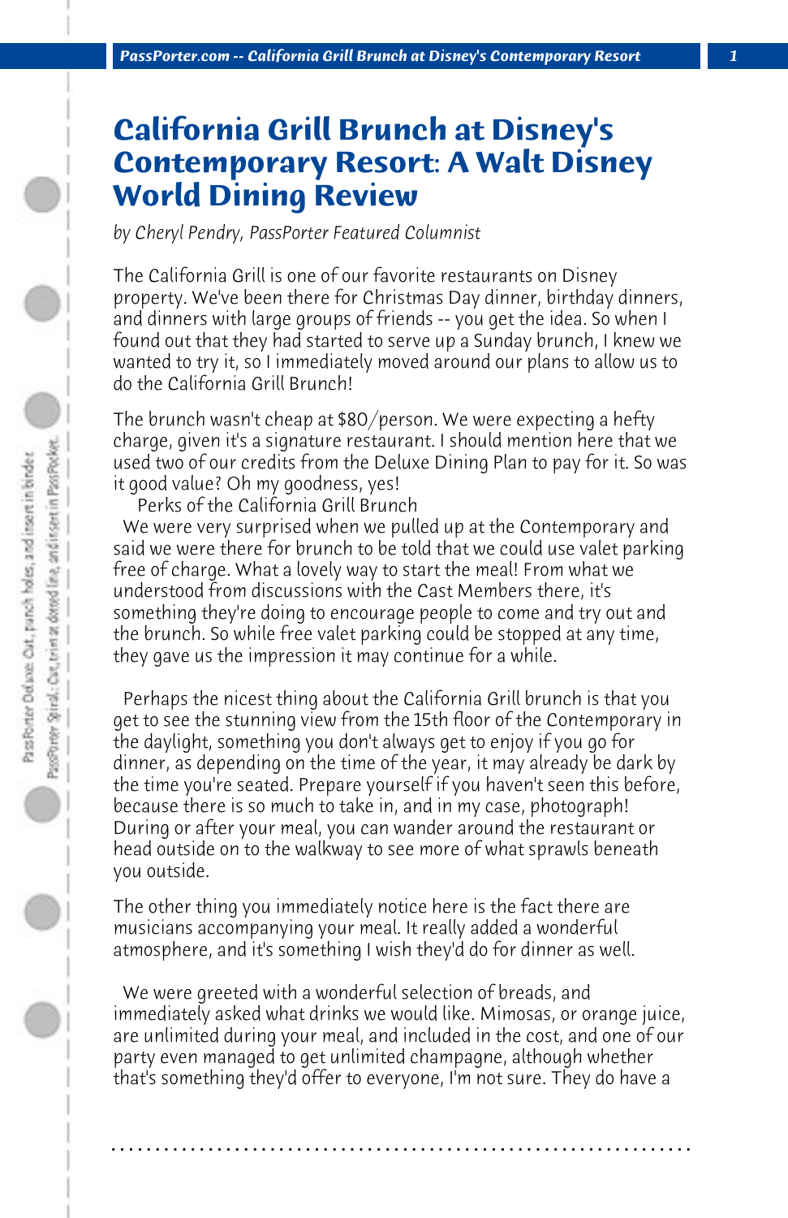# California Grill Brunch at Disney's Contemporary Resort: A Walt Disney World Dining Review

*by Cheryl Pendry, PassPorter Featured Columnist*

The California Grill is one of our favorite restaurants on Disney property. We've been there for Christmas Day dinner, birthday dinners, and dinners with large groups of friends -- you get the idea. So when I found out that they had started to serve up a Sunday brunch, I knew we wanted to try it, so I immediately moved around our plans to allow us to do the California Grill Brunch!

The brunch wasn't cheap at $80/person. We were expecting a hefty charge, given it's a signature restaurant. I should mention here that we used two of our credits from the Deluxe Dining Plan to pay for it. So was it good value? Oh my goodness, yes!

Perks of the California Grill Brunch

We were very surprised when we pulled up at the Contemporary and said we were there for brunch to be told that we could use valet parking free of charge. What a lovely way to start the meal! From what we understood from discussions with the Cast Members there, it's something they're doing to encourage people to come and try out and the brunch. So while free valet parking could be stopped at any time, they gave us the impression it may continue for a while.

Perhaps the nicest thing about the California Grill brunch is that you get to see the stunning view from the 15th floor of the Contemporary in the daylight, something you don't always get to enjoy if you go for dinner, as depending on the time of the year, it may already be dark by the time you're seated. Prepare yourself if you haven't seen this before, because there is so much to take in, and in my case, photograph! During or after your meal, you can wander around the restaurant or head outside on to the walkway to see more of what sprawls beneath you outside.

The other thing you immediately notice here is the fact there are musicians accompanying your meal. It really added a wonderful atmosphere, and it's something I wish they'd do for dinner as well.

We were greeted with a wonderful selection of breads, and immediately asked what drinks we would like. Mimosas, or orange juice, are unlimited during your meal, and included in the cost, and one of our party even managed to get unlimited champagne, although whether that's something they'd offer to everyone, I'm not sure. They do have a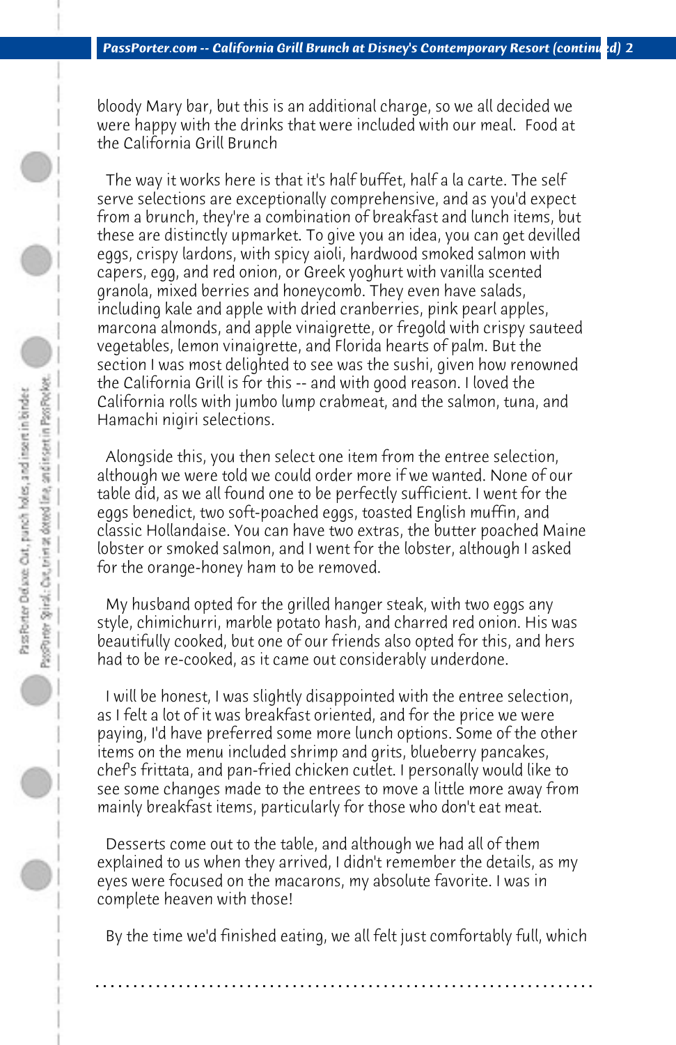bloody Mary bar, but this is an additional charge, so we all decided we were happy with the drinks that were included with our meal.  Food at the California Grill Brunch

The way it works here is that it's half buffet, half a la carte. The self serve selections are exceptionally comprehensive, and as you'd expect from a brunch, they're a combination of breakfast and lunch items, but these are distinctly upmarket. To give you an idea, you can get devilled eggs, crispy lardons, with spicy aioli, hardwood smoked salmon with capers, egg, and red onion, or Greek yoghurt with vanilla scented granola, mixed berries and honeycomb. They even have salads, including kale and apple with dried cranberries, pink pearl apples, marcona almonds, and apple vinaigrette, or fregold with crispy sauteed vegetables, lemon vinaigrette, and Florida hearts of palm. But the section I was most delighted to see was the sushi, given how renowned the California Grill is for this -- and with good reason. I loved the California rolls with jumbo lump crabmeat, and the salmon, tuna, and Hamachi nigiri selections.

Alongside this, you then select one item from the entree selection, although we were told we could order more if we wanted. None of our table did, as we all found one to be perfectly sufficient. I went for the eggs benedict, two soft-poached eggs, toasted English muffin, and classic Hollandaise. You can have two extras, the butter poached Maine lobster or smoked salmon, and I went for the lobster, although I asked for the orange-honey ham to be removed.

My husband opted for the grilled hanger steak, with two eggs any style, chimichurri, marble potato hash, and charred red onion. His was beautifully cooked, but one of our friends also opted for this, and hers had to be re-cooked, as it came out considerably underdone.

I will be honest, I was slightly disappointed with the entree selection, as I felt a lot of it was breakfast oriented, and for the price we were paying, I'd have preferred some more lunch options. Some of the other items on the menu included shrimp and grits, blueberry pancakes, chef's frittata, and pan-fried chicken cutlet. I personally would like to see some changes made to the entrees to move a little more away from mainly breakfast items, particularly for those who don't eat meat.

Desserts come out to the table, and although we had all of them explained to us when they arrived, I didn't remember the details, as my eyes were focused on the macarons, my absolute favorite. I was in complete heaven with those!

By the time we'd finished eating, we all felt just comfortably full, which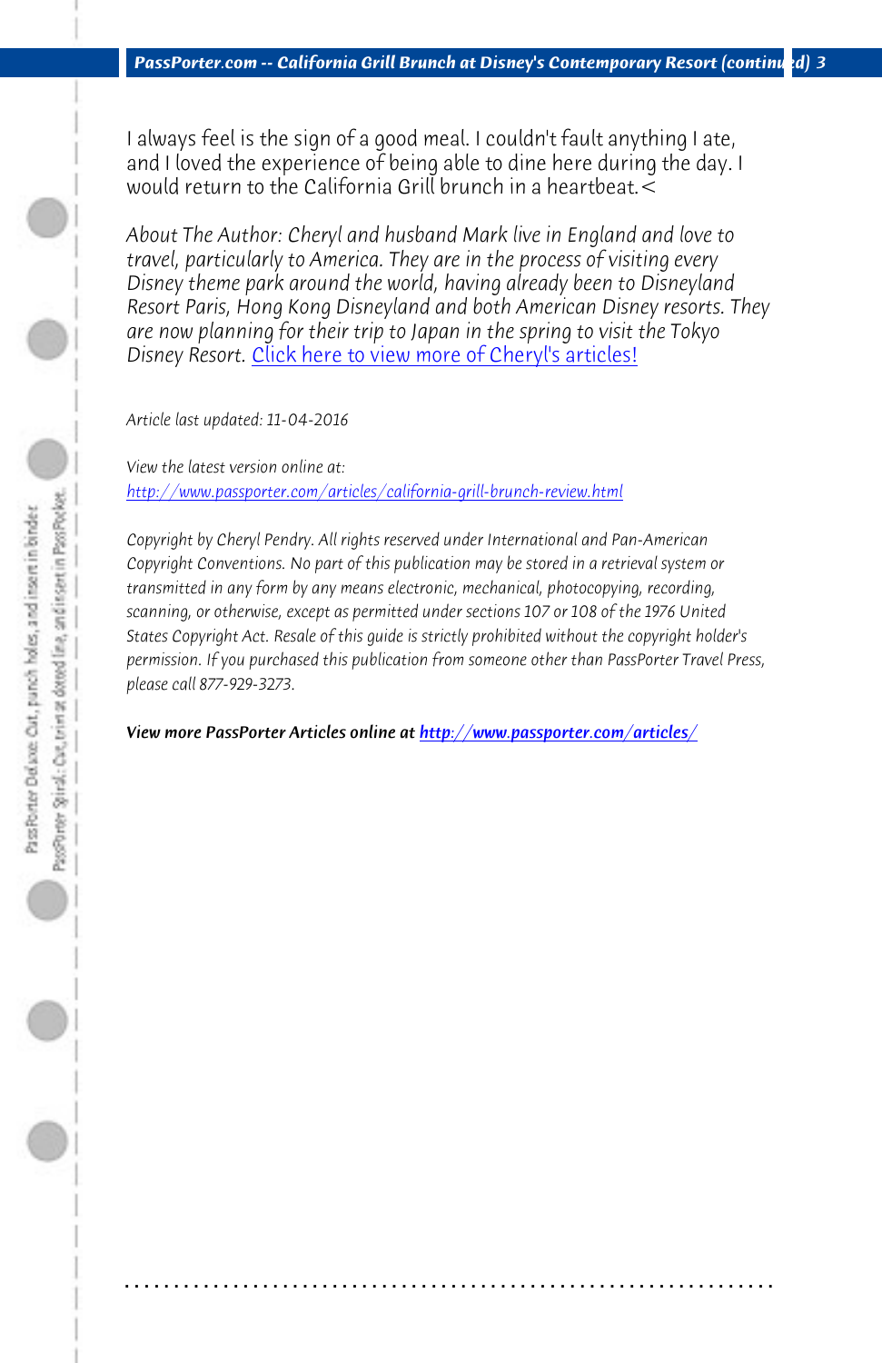I always feel is the sign of a good meal. I couldn't fault anything I ate, and I loved the experience of being able to dine here during the day. I would return to the California Grill brunch in a heartbeat.<

*About The Author: Cheryl and husband Mark live in England and love to travel, particularly to America. They are in the process of visiting every Disney theme park around the world, having already been to Disneyland Resort Paris, Hong Kong Disneyland and both American Disney resorts. They are now planning for their trip to Japan in the spring to visit the Tokyo Disney Resort.* Click here to view more of Cheryl's articles!

*Article last updated: 11-04-2016*

*View the latest version online at:*
*http://www.passporter.com/articles/california-grill-brunch-review.html*

*Copyright by Cheryl Pendry. All rights reserved under International and Pan-American Copyright Conventions. No part of this publication may be stored in a retrieval system or transmitted in any form by any means electronic, mechanical, photocopying, recording, scanning, or otherwise, except as permitted under sections 107 or 108 of the 1976 United States Copyright Act. Resale of this guide is strictly prohibited without the copyright holder's permission. If you purchased this publication from someone other than PassPorter Travel Press, please call 877-929-3273.*

***View more PassPorter Articles online at http://www.passporter.com/articles/***